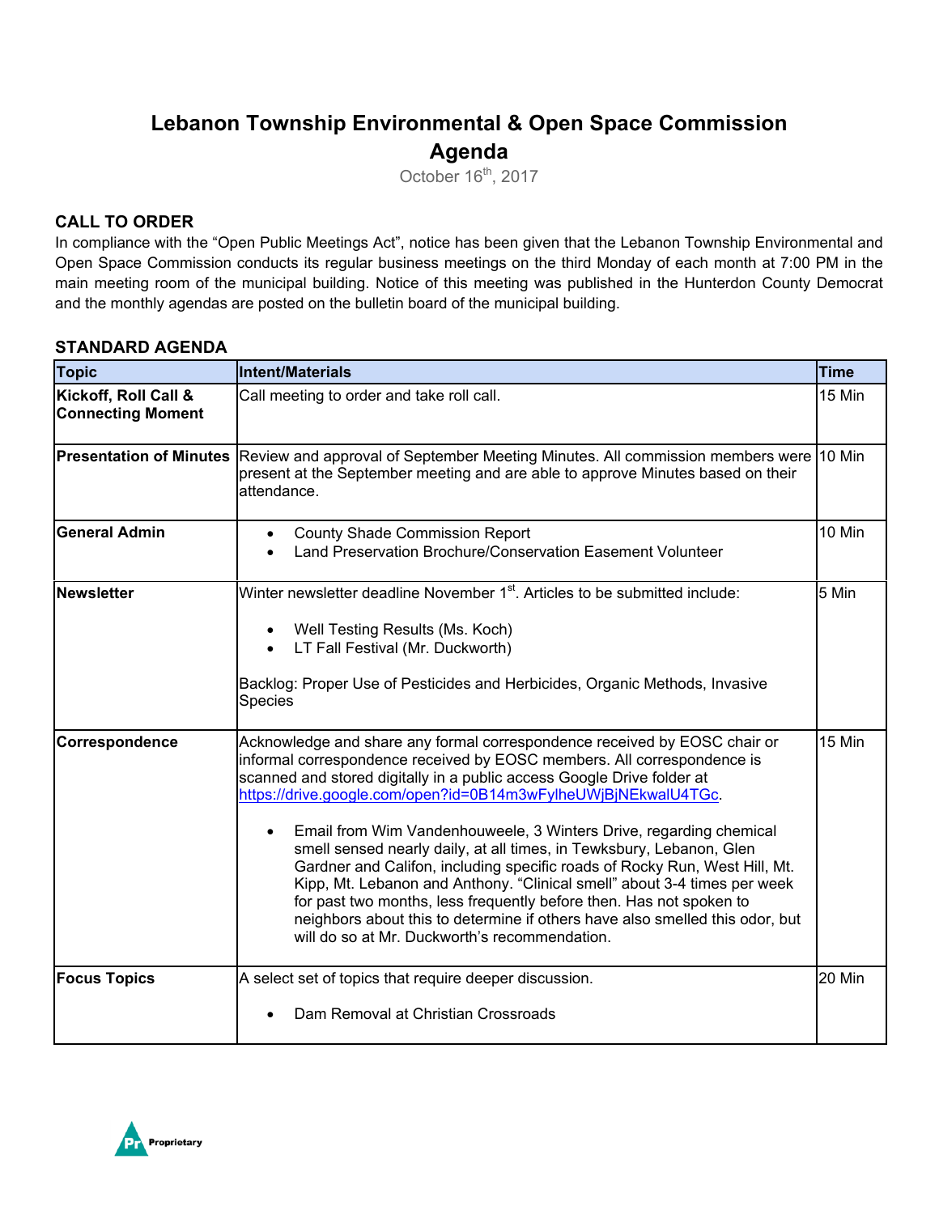# Lebanon Township Environmental & Open Space Commission Agenda

October 16th, 2017

## CALL TO ORDER

In compliance with the "Open Public Meetings Act", notice has been given that the Lebanon Township Environmental and Open Space Commission conducts its regular business meetings on the third Monday of each month at 7:00 PM in the main meeting room of the municipal building. Notice of this meeting was published in the Hunterdon County Democrat and the monthly agendas are posted on the bulletin board of the municipal building.

## STANDARD AGENDA

| Topic | Intent/Materials | Time |
|---|---|---|
| **Kickoff, Roll Call & Connecting Moment** | Call meeting to order and take roll call. | 15 Min |
| **Presentation of Minutes** | Review and approval of September Meeting Minutes. All commission members were present at the September meeting and are able to approve Minutes based on their attendance. | 10 Min |
| **General Admin** | • County Shade Commission Report<br>• Land Preservation Brochure/Conservation Easement Volunteer | 10 Min |
| **Newsletter** | Winter newsletter deadline November 1st. Articles to be submitted include:<br>• Well Testing Results (Ms. Koch)<br>• LT Fall Festival (Mr. Duckworth)<br>Backlog: Proper Use of Pesticides and Herbicides, Organic Methods, Invasive Species | 5 Min |
| **Correspondence** | Acknowledge and share any formal correspondence received by EOSC chair or informal correspondence received by EOSC members. All correspondence is scanned and stored digitally in a public access Google Drive folder at https://drive.google.com/open?id=0B14m3wFylheUWjBjNEkwalU4TGc.<br>• Email from Wim Vandenhouweele, 3 Winters Drive, regarding chemical smell sensed nearly daily, at all times, in Tewksbury, Lebanon, Glen Gardner and Califon, including specific roads of Rocky Run, West Hill, Mt. Kipp, Mt. Lebanon and Anthony. "Clinical smell" about 3-4 times per week for past two months, less frequently before then. Has not spoken to neighbors about this to determine if others have also smelled this odor, but will do so at Mr. Duckworth's recommendation. | 15 Min |
| **Focus Topics** | A select set of topics that require deeper discussion.<br>• Dam Removal at Christian Crossroads | 20 Min |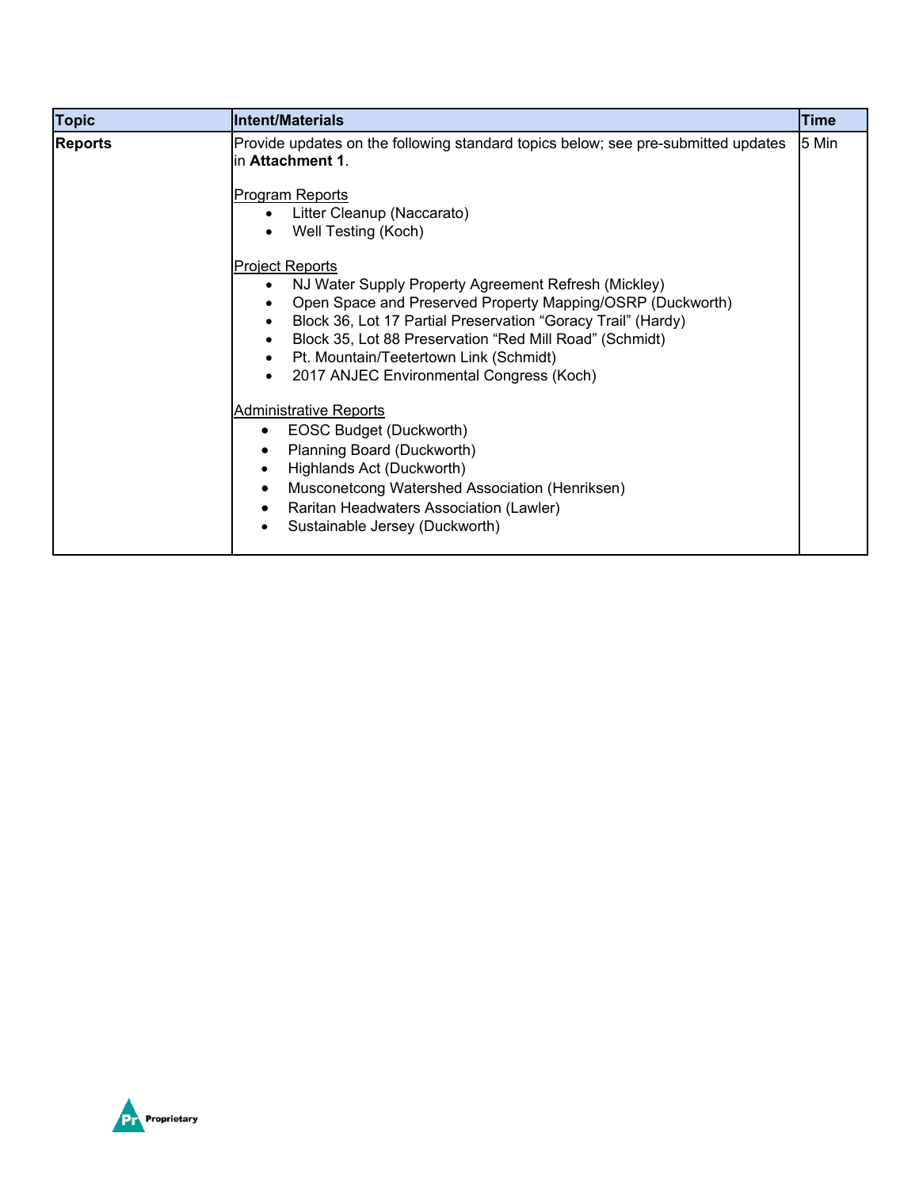| Topic | Intent/Materials | Time |
| --- | --- | --- |
| **Reports** | Provide updates on the following standard topics below; see pre-submitted updates in **Attachment 1**.<br><br>Program Reports<br>• Litter Cleanup (Naccarato)<br>• Well Testing (Koch)<br><br>Project Reports<br>• NJ Water Supply Property Agreement Refresh (Mickley)<br>• Open Space and Preserved Property Mapping/OSRP (Duckworth)<br>• Block 36, Lot 17 Partial Preservation "Goracy Trail" (Hardy)<br>• Block 35, Lot 88 Preservation "Red Mill Road" (Schmidt)<br>• Pt. Mountain/Teetertown Link (Schmidt)<br>• 2017 ANJEC Environmental Congress (Koch)<br><br>Administrative Reports<br>• EOSC Budget (Duckworth)<br>• Planning Board (Duckworth)<br>• Highlands Act (Duckworth)<br>• Musconetcong Watershed Association (Henriksen)<br>• Raritan Headwaters Association (Lawler)<br>• Sustainable Jersey (Duckworth) | 5 Min |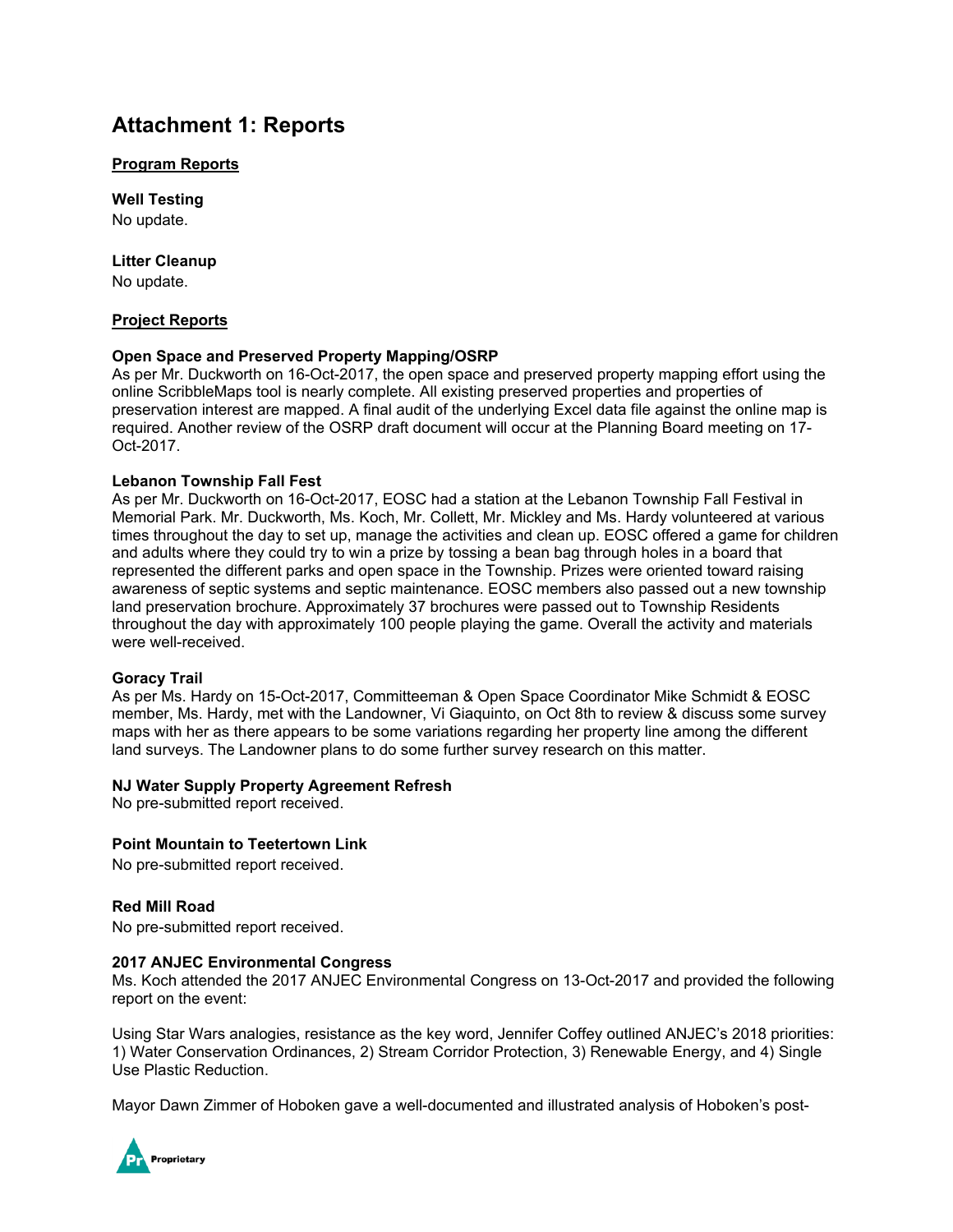# Attachment 1: Reports

**Program Reports**

**Well Testing**
No update.

**Litter Cleanup**
No update.

**Project Reports**

**Open Space and Preserved Property Mapping/OSRP**
As per Mr. Duckworth on 16-Oct-2017, the open space and preserved property mapping effort using the online ScribbleMaps tool is nearly complete. All existing preserved properties and properties of preservation interest are mapped. A final audit of the underlying Excel data file against the online map is required. Another review of the OSRP draft document will occur at the Planning Board meeting on 17-Oct-2017.

**Lebanon Township Fall Fest**
As per Mr. Duckworth on 16-Oct-2017, EOSC had a station at the Lebanon Township Fall Festival in Memorial Park. Mr. Duckworth, Ms. Koch, Mr. Collett, Mr. Mickley and Ms. Hardy volunteered at various times throughout the day to set up, manage the activities and clean up. EOSC offered a game for children and adults where they could try to win a prize by tossing a bean bag through holes in a board that represented the different parks and open space in the Township. Prizes were oriented toward raising awareness of septic systems and septic maintenance. EOSC members also passed out a new township land preservation brochure. Approximately 37 brochures were passed out to Township Residents throughout the day with approximately 100 people playing the game. Overall the activity and materials were well-received.

**Goracy Trail**
As per Ms. Hardy on 15-Oct-2017, Committeeman & Open Space Coordinator Mike Schmidt & EOSC member, Ms. Hardy, met with the Landowner, Vi Giaquinto, on Oct 8th to review & discuss some survey maps with her as there appears to be some variations regarding her property line among the different land surveys. The Landowner plans to do some further survey research on this matter.

**NJ Water Supply Property Agreement Refresh**
No pre-submitted report received.

**Point Mountain to Teetertown Link**
No pre-submitted report received.

**Red Mill Road**
No pre-submitted report received.

**2017 ANJEC Environmental Congress**
Ms. Koch attended the 2017 ANJEC Environmental Congress on 13-Oct-2017 and provided the following report on the event:

Using Star Wars analogies, resistance as the key word, Jennifer Coffey outlined ANJEC's 2018 priorities: 1) Water Conservation Ordinances, 2) Stream Corridor Protection, 3) Renewable Energy, and 4) Single Use Plastic Reduction.

Mayor Dawn Zimmer of Hoboken gave a well-documented and illustrated analysis of Hoboken's post-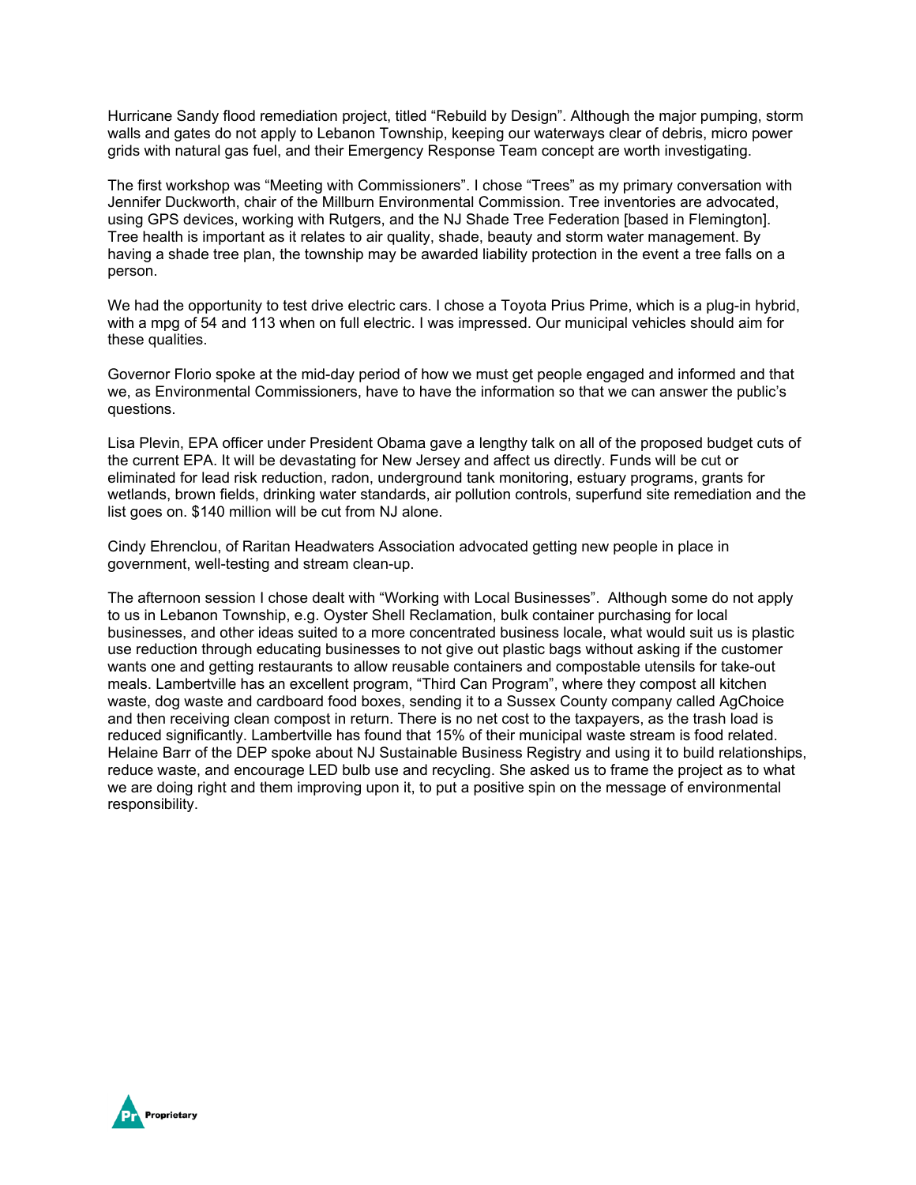Hurricane Sandy flood remediation project, titled "Rebuild by Design". Although the major pumping, storm walls and gates do not apply to Lebanon Township, keeping our waterways clear of debris, micro power grids with natural gas fuel, and their Emergency Response Team concept are worth investigating.

The first workshop was "Meeting with Commissioners". I chose "Trees" as my primary conversation with Jennifer Duckworth, chair of the Millburn Environmental Commission. Tree inventories are advocated, using GPS devices, working with Rutgers, and the NJ Shade Tree Federation [based in Flemington]. Tree health is important as it relates to air quality, shade, beauty and storm water management. By having a shade tree plan, the township may be awarded liability protection in the event a tree falls on a person.

We had the opportunity to test drive electric cars. I chose a Toyota Prius Prime, which is a plug-in hybrid, with a mpg of 54 and 113 when on full electric. I was impressed. Our municipal vehicles should aim for these qualities.

Governor Florio spoke at the mid-day period of how we must get people engaged and informed and that we, as Environmental Commissioners, have to have the information so that we can answer the public's questions.

Lisa Plevin, EPA officer under President Obama gave a lengthy talk on all of the proposed budget cuts of the current EPA. It will be devastating for New Jersey and affect us directly. Funds will be cut or eliminated for lead risk reduction, radon, underground tank monitoring, estuary programs, grants for wetlands, brown fields, drinking water standards, air pollution controls, superfund site remediation and the list goes on. $140 million will be cut from NJ alone.

Cindy Ehrenclou, of Raritan Headwaters Association advocated getting new people in place in government, well-testing and stream clean-up.

The afternoon session I chose dealt with "Working with Local Businesses". Although some do not apply to us in Lebanon Township, e.g. Oyster Shell Reclamation, bulk container purchasing for local businesses, and other ideas suited to a more concentrated business locale, what would suit us is plastic use reduction through educating businesses to not give out plastic bags without asking if the customer wants one and getting restaurants to allow reusable containers and compostable utensils for take-out meals. Lambertville has an excellent program, "Third Can Program", where they compost all kitchen waste, dog waste and cardboard food boxes, sending it to a Sussex County company called AgChoice and then receiving clean compost in return. There is no net cost to the taxpayers, as the trash load is reduced significantly. Lambertville has found that 15% of their municipal waste stream is food related. Helaine Barr of the DEP spoke about NJ Sustainable Business Registry and using it to build relationships, reduce waste, and encourage LED bulb use and recycling. She asked us to frame the project as to what we are doing right and them improving upon it, to put a positive spin on the message of environmental responsibility.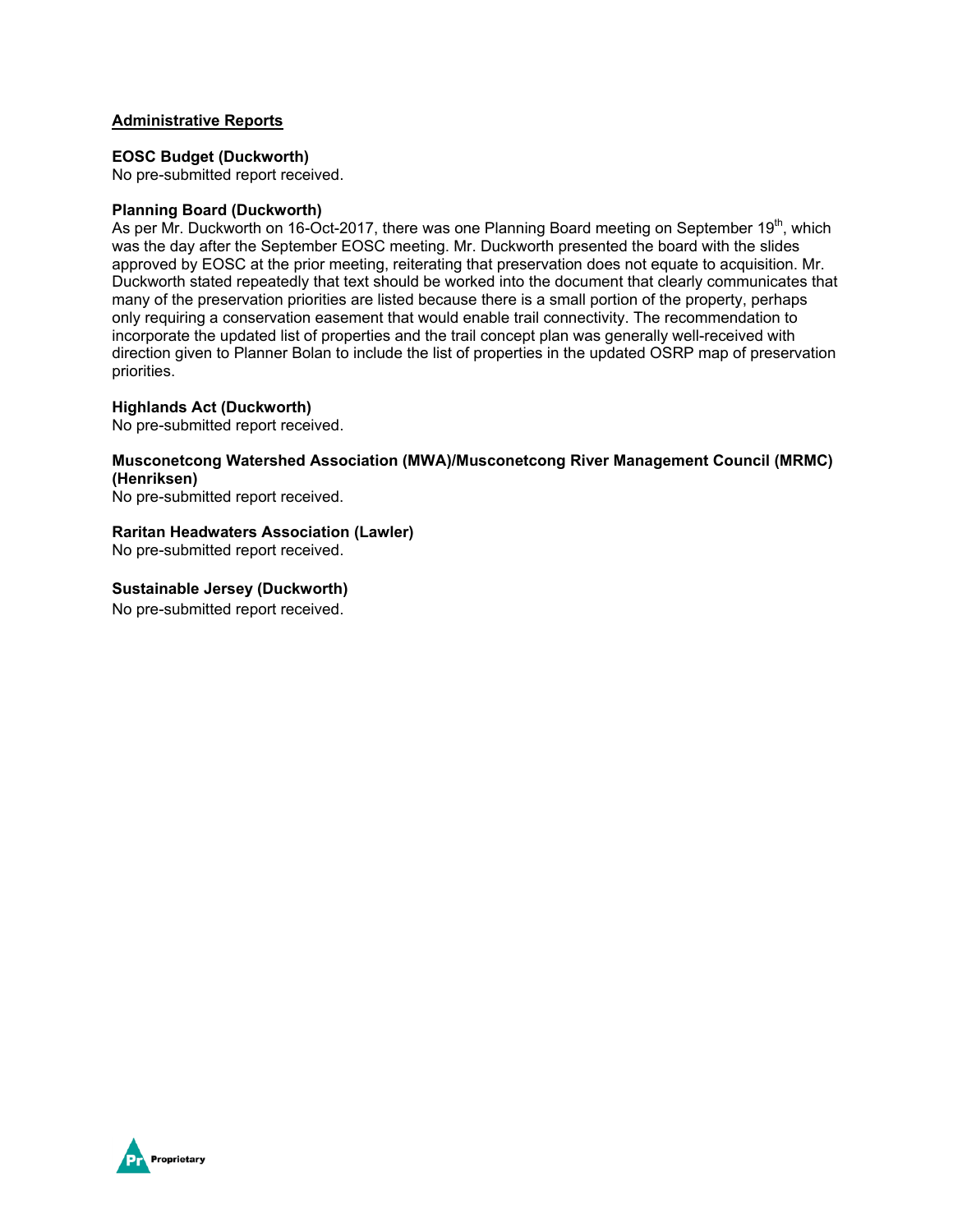## Administrative Reports

**EOSC Budget (Duckworth)**
No pre-submitted report received.

**Planning Board (Duckworth)**
As per Mr. Duckworth on 16-Oct-2017, there was one Planning Board meeting on September 19th, which was the day after the September EOSC meeting. Mr. Duckworth presented the board with the slides approved by EOSC at the prior meeting, reiterating that preservation does not equate to acquisition. Mr. Duckworth stated repeatedly that text should be worked into the document that clearly communicates that many of the preservation priorities are listed because there is a small portion of the property, perhaps only requiring a conservation easement that would enable trail connectivity. The recommendation to incorporate the updated list of properties and the trail concept plan was generally well-received with direction given to Planner Bolan to include the list of properties in the updated OSRP map of preservation priorities.

**Highlands Act (Duckworth)**
No pre-submitted report received.

**Musconetcong Watershed Association (MWA)/Musconetcong River Management Council (MRMC) (Henriksen)**
No pre-submitted report received.

**Raritan Headwaters Association (Lawler)**
No pre-submitted report received.

**Sustainable Jersey (Duckworth)**
No pre-submitted report received.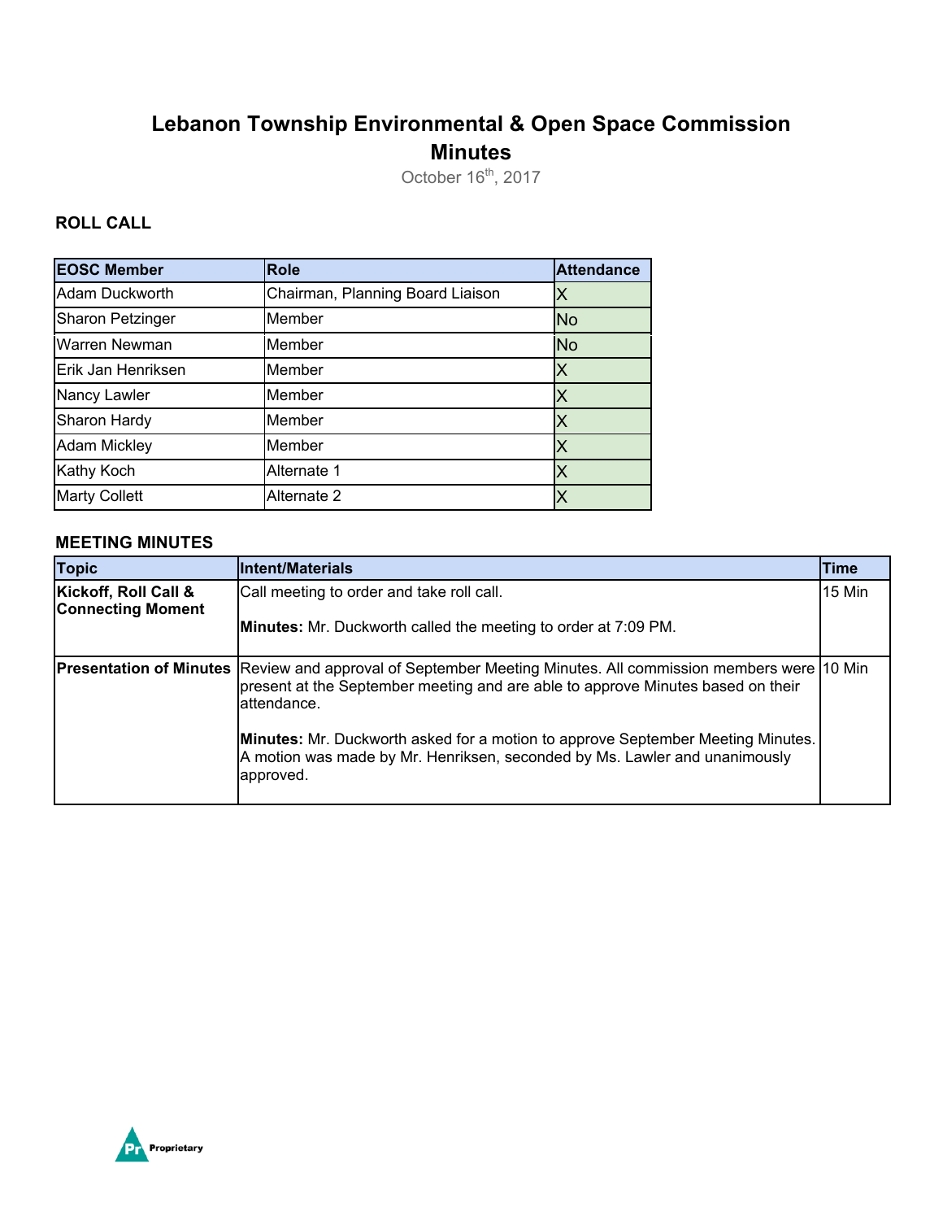# Lebanon Township Environmental & Open Space Commission Minutes

October 16th, 2017

## ROLL CALL

| EOSC Member | Role | Attendance |
| --- | --- | --- |
| Adam Duckworth | Chairman, Planning Board Liaison | X |
| Sharon Petzinger | Member | No |
| Warren Newman | Member | No |
| Erik Jan Henriksen | Member | X |
| Nancy Lawler | Member | X |
| Sharon Hardy | Member | X |
| Adam Mickley | Member | X |
| Kathy Koch | Alternate 1 | X |
| Marty Collett | Alternate 2 | X |

## MEETING MINUTES

| Topic | Intent/Materials | Time |
| --- | --- | --- |
| **Kickoff, Roll Call & Connecting Moment** | Call meeting to order and take roll call.<br><br>**Minutes:** Mr. Duckworth called the meeting to order at 7:09 PM. | 15 Min |
| **Presentation of Minutes** | Review and approval of September Meeting Minutes. All commission members were present at the September meeting and are able to approve Minutes based on their attendance.<br><br>**Minutes:** Mr. Duckworth asked for a motion to approve September Meeting Minutes. A motion was made by Mr. Henriksen, seconded by Ms. Lawler and unanimously approved. | 10 Min |

Proprietary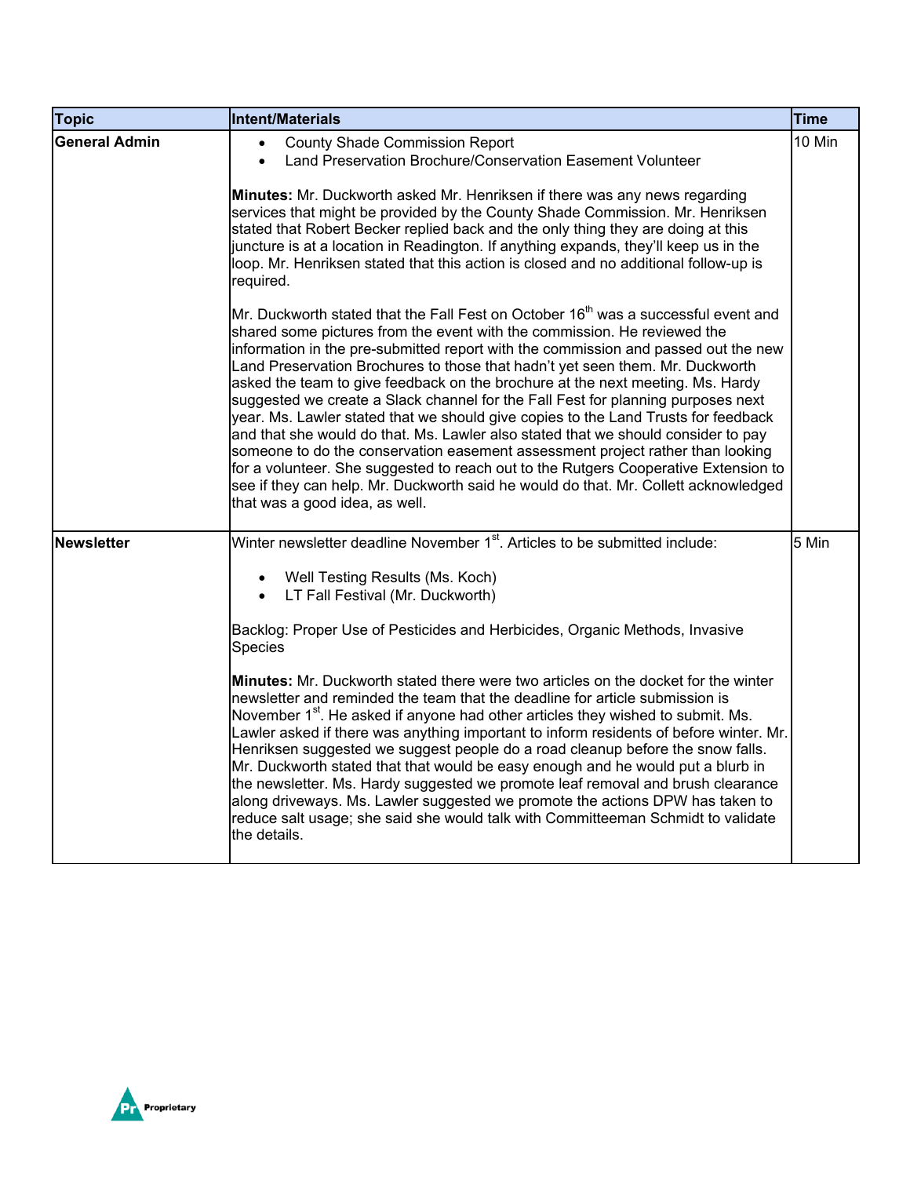| Topic | Intent/Materials | Time |
|---|---|---|
| **General Admin** | • County Shade Commission Report<br>• Land Preservation Brochure/Conservation Easement Volunteer<br><br>**Minutes:** Mr. Duckworth asked Mr. Henriksen if there was any news regarding services that might be provided by the County Shade Commission. Mr. Henriksen stated that Robert Becker replied back and the only thing they are doing at this juncture is at a location in Readington. If anything expands, they'll keep us in the loop. Mr. Henriksen stated that this action is closed and no additional follow-up is required.<br><br>Mr. Duckworth stated that the Fall Fest on October 16th was a successful event and shared some pictures from the event with the commission. He reviewed the information in the pre-submitted report with the commission and passed out the new Land Preservation Brochures to those that hadn't yet seen them. Mr. Duckworth asked the team to give feedback on the brochure at the next meeting. Ms. Hardy suggested we create a Slack channel for the Fall Fest for planning purposes next year. Ms. Lawler stated that we should give copies to the Land Trusts for feedback and that she would do that. Ms. Lawler also stated that we should consider to pay someone to do the conservation easement assessment project rather than looking for a volunteer. She suggested to reach out to the Rutgers Cooperative Extension to see if they can help. Mr. Duckworth said he would do that. Mr. Collett acknowledged that was a good idea, as well. | 10 Min |
| **Newsletter** | Winter newsletter deadline November 1st. Articles to be submitted include:<br><br>• Well Testing Results (Ms. Koch)<br>• LT Fall Festival (Mr. Duckworth)<br><br>Backlog: Proper Use of Pesticides and Herbicides, Organic Methods, Invasive Species<br><br>**Minutes:** Mr. Duckworth stated there were two articles on the docket for the winter newsletter and reminded the team that the deadline for article submission is November 1st. He asked if anyone had other articles they wished to submit. Ms. Lawler asked if there was anything important to inform residents of before winter. Mr. Henriksen suggested we suggest people do a road cleanup before the snow falls. Mr. Duckworth stated that that would be easy enough and he would put a blurb in the newsletter. Ms. Hardy suggested we promote leaf removal and brush clearance along driveways. Ms. Lawler suggested we promote the actions DPW has taken to reduce salt usage; she said she would talk with Committeeman Schmidt to validate the details. | 5 Min |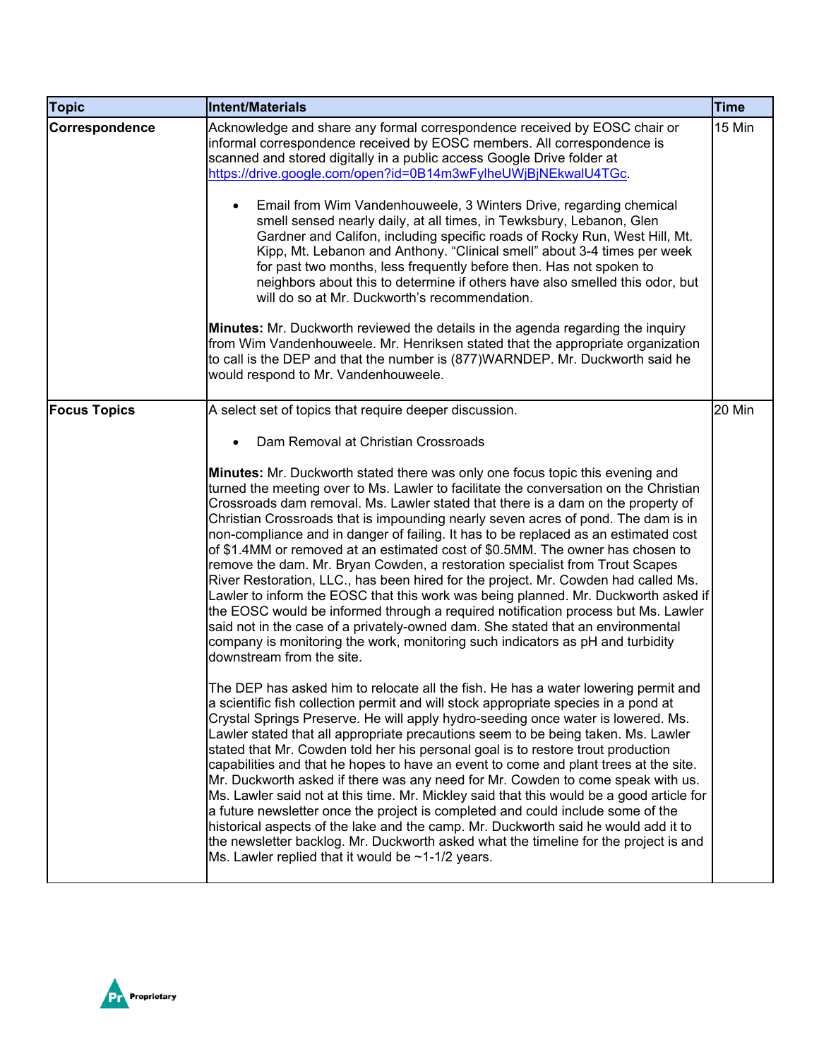| Topic | Intent/Materials | Time |
|---|---|---|
| **Correspondence** | Acknowledge and share any formal correspondence received by EOSC chair or informal correspondence received by EOSC members. All correspondence is scanned and stored digitally in a public access Google Drive folder at https://drive.google.com/open?id=0B14m3wFylheUWjBjNEkwalU4TGc.<br><br>• Email from Wim Vandenhouweele, 3 Winters Drive, regarding chemical smell sensed nearly daily, at all times, in Tewksbury, Lebanon, Glen Gardner and Califon, including specific roads of Rocky Run, West Hill, Mt. Kipp, Mt. Lebanon and Anthony. "Clinical smell" about 3-4 times per week for past two months, less frequently before then. Has not spoken to neighbors about this to determine if others have also smelled this odor, but will do so at Mr. Duckworth's recommendation.<br><br>**Minutes:** Mr. Duckworth reviewed the details in the agenda regarding the inquiry from Wim Vandenhouweele. Mr. Henriksen stated that the appropriate organization to call is the DEP and that the number is (877)WARNDEP. Mr. Duckworth said he would respond to Mr. Vandenhouweele. | 15 Min |
| **Focus Topics** | A select set of topics that require deeper discussion.<br><br>• Dam Removal at Christian Crossroads<br><br>**Minutes:** Mr. Duckworth stated there was only one focus topic this evening and turned the meeting over to Ms. Lawler to facilitate the conversation on the Christian Crossroads dam removal. Ms. Lawler stated that there is a dam on the property of Christian Crossroads that is impounding nearly seven acres of pond. The dam is in non-compliance and in danger of failing. It has to be replaced as an estimated cost of $1.4MM or removed at an estimated cost of $0.5MM. The owner has chosen to remove the dam. Mr. Bryan Cowden, a restoration specialist from Trout Scapes River Restoration, LLC., has been hired for the project. Mr. Cowden had called Ms. Lawler to inform the EOSC that this work was being planned. Mr. Duckworth asked if the EOSC would be informed through a required notification process but Ms. Lawler said not in the case of a privately-owned dam. She stated that an environmental company is monitoring the work, monitoring such indicators as pH and turbidity downstream from the site.<br><br>The DEP has asked him to relocate all the fish. He has a water lowering permit and a scientific fish collection permit and will stock appropriate species in a pond at Crystal Springs Preserve. He will apply hydro-seeding once water is lowered. Ms. Lawler stated that all appropriate precautions seem to be being taken. Ms. Lawler stated that Mr. Cowden told her his personal goal is to restore trout production capabilities and that he hopes to have an event to come and plant trees at the site. Mr. Duckworth asked if there was any need for Mr. Cowden to come speak with us. Ms. Lawler said not at this time. Mr. Mickley said that this would be a good article for a future newsletter once the project is completed and could include some of the historical aspects of the lake and the camp. Mr. Duckworth said he would add it to the newsletter backlog. Mr. Duckworth asked what the timeline for the project is and Ms. Lawler replied that it would be ~1-1/2 years. | 20 Min |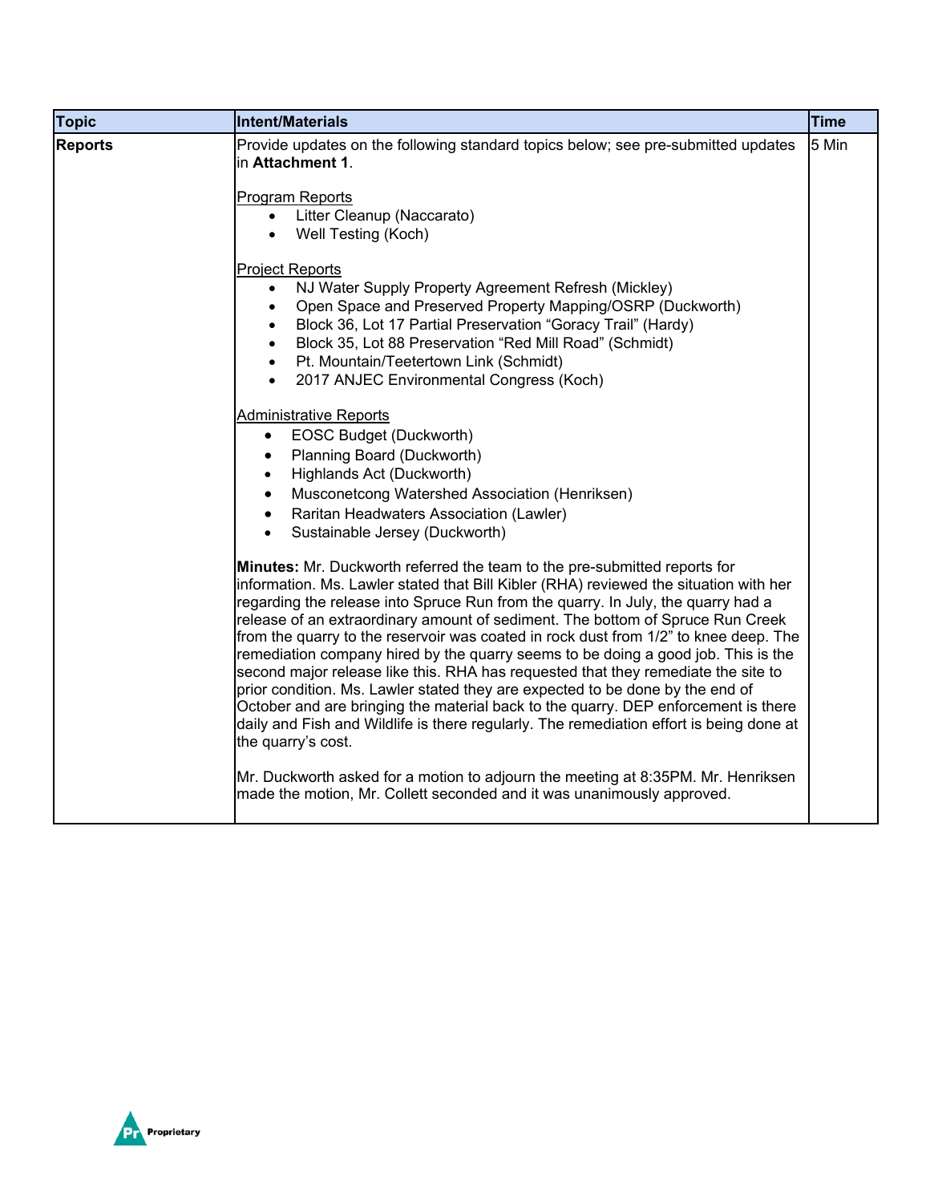| Topic | Intent/Materials | Time |
|---|---|---|
| **Reports** | Provide updates on the following standard topics below; see pre-submitted updates in **Attachment 1**.<br><br><u>Program Reports</u><br>• Litter Cleanup (Naccarato)<br>• Well Testing (Koch)<br><br><u>Project Reports</u><br>• NJ Water Supply Property Agreement Refresh (Mickley)<br>• Open Space and Preserved Property Mapping/OSRP (Duckworth)<br>• Block 36, Lot 17 Partial Preservation "Goracy Trail" (Hardy)<br>• Block 35, Lot 88 Preservation "Red Mill Road" (Schmidt)<br>• Pt. Mountain/Teetertown Link (Schmidt)<br>• 2017 ANJEC Environmental Congress (Koch)<br><br><u>Administrative Reports</u><br>• EOSC Budget (Duckworth)<br>• Planning Board (Duckworth)<br>• Highlands Act (Duckworth)<br>• Musconetcong Watershed Association (Henriksen)<br>• Raritan Headwaters Association (Lawler)<br>• Sustainable Jersey (Duckworth)<br><br>**Minutes:** Mr. Duckworth referred the team to the pre-submitted reports for information. Ms. Lawler stated that Bill Kibler (RHA) reviewed the situation with her regarding the release into Spruce Run from the quarry. In July, the quarry had a release of an extraordinary amount of sediment. The bottom of Spruce Run Creek from the quarry to the reservoir was coated in rock dust from 1/2" to knee deep. The remediation company hired by the quarry seems to be doing a good job. This is the second major release like this. RHA has requested that they remediate the site to prior condition. Ms. Lawler stated they are expected to be done by the end of October and are bringing the material back to the quarry. DEP enforcement is there daily and Fish and Wildlife is there regularly. The remediation effort is being done at the quarry's cost.<br><br>Mr. Duckworth asked for a motion to adjourn the meeting at 8:35PM. Mr. Henriksen made the motion, Mr. Collett seconded and it was unanimously approved. | 5 Min |

Proprietary